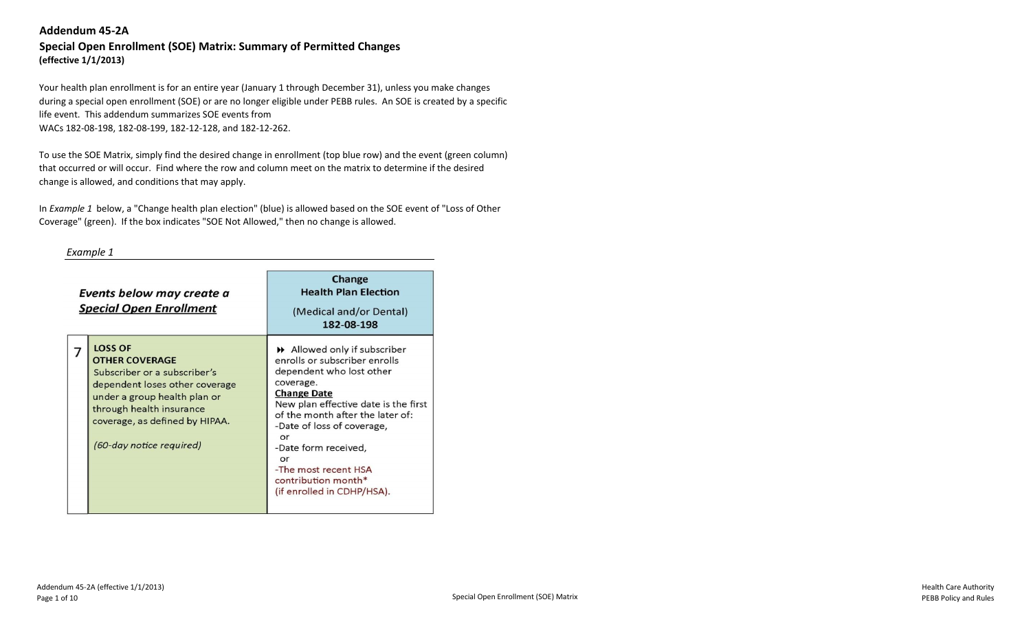# Addendum 45-2A

## Special Open Enrollment (SOE) Matrix: Summary of Permitted Changes

**(effective 1/1/2013)**

Your health plan enrollment is for an entire year (January 1 through December 31), unless you make changes during a special open enrollment (SOE) or are no longer eligible under PEBB rules. An SOE is created by a specific life event. This addendum summarizes SOE events from WACs 182-08-198, 182-08-199, 182-12-128, and 182-12-262.

To use the SOE Matrix, simply find the desired change in enrollment (top blue row) and the event (green column) that occurred or will occur. Find where the row and column meet on the matrix to determine if the desired change is allowed, and conditions that may apply.

In *Example 1* below, a "Change health plan election" (blue) is allowed based on the SOE event of "Loss of Other Coverage" (green). If the box indicates "SOE Not Allowed," then no change is allowed.

*Example 1*

| | ***Events below may create a <u>Special Open Enrollment</u>*** | **Change Health Plan Election** (Medical and/or Dental) **182-08-198** |
|---|---|---|
| 7 | **LOSS OF OTHER COVERAGE** Subscriber or a subscriber's dependent loses other coverage under a group health plan or through health insurance coverage, as defined by HIPAA. *(60-day notice required)* | ⏩ Allowed only if subscriber enrolls or subscriber enrolls dependent who lost other coverage. **<u>Change Date</u>** New plan effective date is the first of the month after the later of: -Date of loss of coverage, or -Date form received, or -The most recent HSA contribution month* (if enrolled in CDHP/HSA). |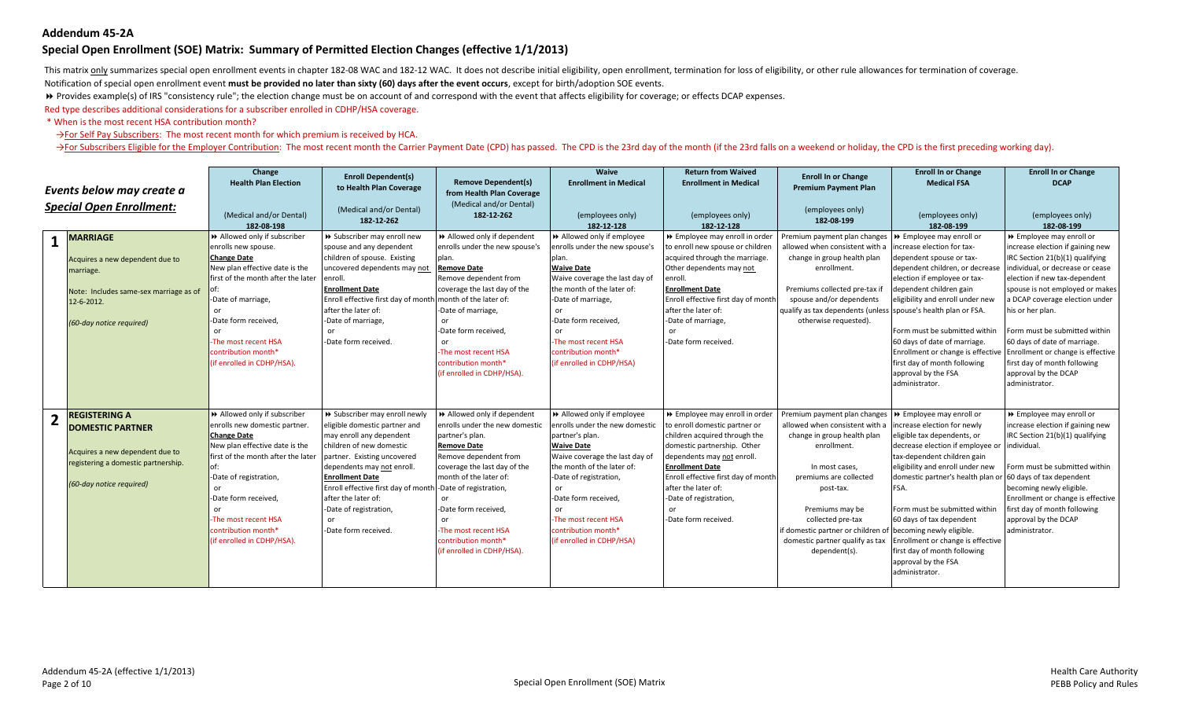## Addendum 45-2A

## Special Open Enrollment (SOE) Matrix: Summary of Permitted Election Changes (effective 1/1/2013)

This matrix only summarizes special open enrollment events in chapter 182-08 WAC and 182-12 WAC. It does not describe initial eligibility, open enrollment, termination for loss of eligibility, or other rule allowances for termination of coverage.

Notification of special open enrollment event **must be provided no later than sixty (60) days after the event occurs**, except for birth/adoption SOE events.

⏩ Provides example(s) of IRS "consistency rule"; the election change must be on account of and correspond with the event that affects eligibility for coverage; or effects DCAP expenses.

Red type describes additional considerations for a subscriber enrolled in CDHP/HSA coverage.

\* When is the most recent HSA contribution month?

→For Self Pay Subscribers: The most recent month for which premium is received by HCA.

→For Subscribers Eligible for the Employer Contribution: The most recent month the Carrier Payment Date (CPD) has passed. The CPD is the 23rd day of the month (if the 23rd falls on a weekend or holiday, the CPD is the first preceding working day).

| | *Events below may create a Special Open Enrollment:* | **Change Health Plan Election** (Medical and/or Dental) **182-08-198** | **Enroll Dependent(s) to Health Plan Coverage** (Medical and/or Dental) **182-12-262** | **Remove Dependent(s) from Health Plan Coverage** (Medical and/or Dental) **182-12-262** | **Waive Enrollment in Medical** (employees only) **182-12-128** | **Return from Waived Enrollment in Medical** (employees only) **182-12-128** | **Enroll In or Change Premium Payment Plan** (employees only) **182-08-199** | **Enroll In or Change Medical FSA** (employees only) **182-08-199** | **Enroll In or Change DCAP** (employees only) **182-08-199** |
|---|---|---|---|---|---|---|---|---|---|
| **1** | **MARRIAGE**<br><br>Acquires a new dependent due to marriage.<br><br>Note: Includes same-sex marriage as of 12-6-2012.<br><br>*(60-day notice required)* | ⏩ Allowed only if subscriber enrolls new spouse.<br>**Change Date**<br>New plan effective date is the first of the month after the later of:<br>-Date of marriage,<br>or<br>-Date form received,<br>or<br>-The most recent HSA contribution month*<br>(if enrolled in CDHP/HSA). | ⏩ Subscriber may enroll new spouse and any dependent children of spouse. Existing uncovered dependents may not enroll.<br>**Enrollment Date**<br>Enroll effective first day of month after the later of:<br>-Date of marriage,<br>or<br>-Date form received. | ⏩ Allowed only if dependent enrolls under the new spouse's plan.<br>**Remove Date**<br>Remove dependent from coverage the last day of the month of the later of:<br>-Date of marriage,<br>or<br>-Date form received,<br>or<br>-The most recent HSA contribution month*<br>(if enrolled in CDHP/HSA). | ⏩ Allowed only if employee enrolls under the new spouse's plan.<br>**Waive Date**<br>Waive coverage the last day of the month of the later of:<br>-Date of marriage,<br>or<br>-Date form received,<br>or<br>-The most recent HSA contribution month*<br>(if enrolled in CDHP/HSA) | ⏩ Employee may enroll in order to enroll new spouse or children acquired through the marriage. Other dependents may not enroll.<br>**Enrollment Date**<br>Enroll effective first day of month after the later of:<br>-Date of marriage,<br>or<br>-Date form received. | Premium payment plan changes allowed when consistent with a change in group health plan enrollment.<br><br>Premiums collected pre-tax if spouse and/or dependents qualify as tax dependents (unless otherwise requested). | ⏩ Employee may enroll or increase election for tax-dependent spouse or tax-dependent children, or decrease election if employee or tax-dependent children gain eligibility and enroll under new spouse's health plan or FSA.<br><br>Form must be submitted within 60 days of date of marriage. Enrollment or change is effective first day of month following approval by the FSA administrator. | ⏩ Employee may enroll or increase election if gaining new IRC Section 21(b)(1) qualifying individual, or decrease or cease election if new tax-dependent spouse is not employed or makes a DCAP coverage election under his or her plan.<br><br>Form must be submitted within 60 days of date of marriage. Enrollment or change is effective first day of month following approval by the DCAP administrator. |
| **2** | **REGISTERING A DOMESTIC PARTNER**<br><br>Acquires a new dependent due to registering a domestic partnership.<br><br>*(60-day notice required)* | ⏩ Allowed only if subscriber enrolls new domestic partner.<br>**Change Date**<br>New plan effective date is the first of the month after the later of:<br>-Date of registration,<br>or<br>-Date form received,<br>or<br>-The most recent HSA contribution month*<br>(if enrolled in CDHP/HSA). | ⏩ Subscriber may enroll newly eligible domestic partner and may enroll any dependent children of new domestic partner. Existing uncovered dependents may not enroll.<br>**Enrollment Date**<br>Enroll effective first day of month after the later of:<br>-Date of registration,<br>or<br>-Date form received. | ⏩ Allowed only if dependent enrolls under the new domestic partner's plan.<br>**Remove Date**<br>Remove dependent from coverage the last day of the month of the later of:<br>-Date of registration,<br>or<br>-Date form received,<br>or<br>-The most recent HSA contribution month*<br>(if enrolled in CDHP/HSA). | ⏩ Allowed only if employee enrolls under the new domestic partner's plan.<br>**Waive Date**<br>Waive coverage the last day of the month of the later of:<br>-Date of registration,<br>or<br>-Date form received,<br>or<br>-The most recent HSA contribution month*<br>(if enrolled in CDHP/HSA) | ⏩ Employee may enroll in order to enroll domestic partner or children acquired through the domestic partnership. Other dependents may not enroll.<br>**Enrollment Date**<br>Enroll effective first day of month after the later of:<br>-Date of registration,<br>or<br>-Date form received. | Premium payment plan changes allowed when consistent with a change in group health plan enrollment.<br><br>In most cases, premiums are collected post-tax.<br><br>Premiums may be collected pre-tax if domestic partner or children of domestic partner qualify as tax dependent(s). | ⏩ Employee may enroll or increase election for newly eligible tax dependents, or decrease election if employee or tax-dependent children gain eligibility and enroll under new domestic partner's health plan or FSA.<br><br>Form must be submitted within 60 days of tax dependent becoming newly eligible. Enrollment or change is effective first day of month following approval by the FSA administrator. | ⏩ Employee may enroll or increase election if gaining new IRC Section 21(b)(1) qualifying individual.<br><br>Form must be submitted within 60 days of tax dependent becoming newly eligible. Enrollment or change is effective first day of month following approval by the DCAP administrator. |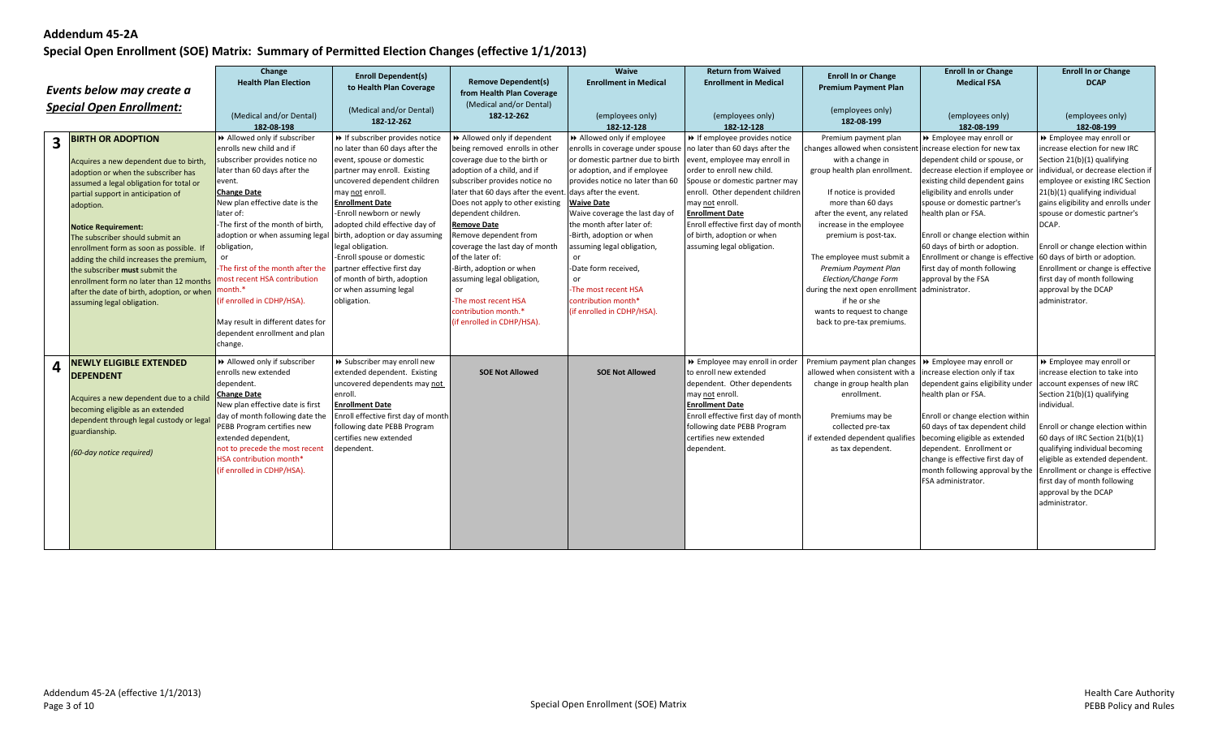# Addendum 45-2A

## Special Open Enrollment (SOE) Matrix: Summary of Permitted Election Changes (effective 1/1/2013)

| | *Events below may create a Special Open Enrollment:* | **Change Health Plan Election** (Medical and/or Dental) 182-08-198 | **Enroll Dependent(s) to Health Plan Coverage** (Medical and/or Dental) 182-12-262 | **Remove Dependent(s) from Health Plan Coverage** (Medical and/or Dental) 182-12-262 | **Waive Enrollment in Medical** (employees only) 182-12-128 | **Return from Waived Enrollment in Medical** (employees only) 182-12-128 | **Enroll In or Change Premium Payment Plan** (employees only) 182-08-199 | **Enroll In or Change Medical FSA** (employees only) 182-08-199 | **Enroll In or Change DCAP** (employees only) 182-08-199 |
|---|---|---|---|---|---|---|---|---|---|
| **3** | **BIRTH OR ADOPTION**<br><br>Acquires a new dependent due to birth, adoption or when the subscriber has assumed a legal obligation for total or partial support in anticipation of adoption.<br><br>**Notice Requirement:**<br>The subscriber should submit an enrollment form as soon as possible. If adding the child increases the premium, the subscriber **must** submit the enrollment form no later than 12 months after the date of birth, adoption, or when assuming legal obligation. | ⏩ Allowed only if subscriber enrolls new child and if subscriber provides notice no later than 60 days after the event.<br>**Change Date**<br>New plan effective date is the later of:<br>-The first of the month of birth, adoption or when assuming legal obligation,<br>or<br>-The first of the month after the most recent HSA contribution month.*<br>(if enrolled in CDHP/HSA).<br><br>May result in different dates for dependent enrollment and plan change. | ⏩ If subscriber provides notice no later than 60 days after the event, spouse or domestic partner may enroll. Existing uncovered dependent children may not enroll.<br>**Enrollment Date**<br>-Enroll newborn or newly adopted child effective day of birth, adoption or day assuming legal obligation.<br>-Enroll spouse or domestic partner effective first day of month of birth, adoption or when assuming legal obligation. | ⏩ Allowed only if dependent being removed enrolls in other coverage due to the birth or adoption of a child, and if subscriber provides notice no later that 60 days after the event. Does not apply to other existing dependent children.<br>**Remove Date**<br>Remove dependent from coverage the last day of month of the later of:<br>-Birth, adoption or when assuming legal obligation,<br>or<br>-The most recent HSA contribution month.*<br>(if enrolled in CDHP/HSA). | ⏩ Allowed only if employee enrolls in coverage under spouse or domestic partner due to birth or adoption, and if employee provides notice no later than 60 days after the event.<br>**Waive Date**<br>Waive coverage the last day of the month after later of:<br>-Birth, adoption or when assuming legal obligation,<br>or<br>-Date form received,<br>or<br>-The most recent HSA contribution month*<br>(if enrolled in CDHP/HSA). | ⏩ If employee provides notice no later than 60 days after the event, employee may enroll in order to enroll new child. Spouse or domestic partner may enroll. Other dependent children may not enroll.<br>**Enrollment Date**<br>Enroll effective first day of month of birth, adoption or when assuming legal obligation. | Premium payment plan changes allowed when consistent with a change in group health plan enrollment.<br><br>If notice is provided more than 60 days after the event, any related increase in the employee premium is post-tax.<br><br>The employee must submit a *Premium Payment Plan Election/Change Form* during the next open enrollment if he or she wants to request to change back to pre-tax premiums. | ⏩ Employee may enroll or increase election for new tax dependent child or spouse, or decrease election if employee or existing child dependent gains eligibility under spouse or domestic partner's health plan or FSA.<br><br>Enroll or change election within 60 days of birth or adoption. Enrollment or change is effective first day of month following approval by the FSA administrator. | ⏩ Employee may enroll or increase election for new IRC Section 21(b)(1) qualifying individual, or decrease election if employee or existing IRC Section 21(b)(1) qualifying individual gains eligibility and enrolls under spouse or domestic partner's DCAP.<br><br>Enroll or change election within 60 days of birth or adoption. Enrollment or change is effective first day of month following approval by the DCAP administrator. |
| **4** | **NEWLY ELIGIBLE EXTENDED DEPENDENT**<br><br>Acquires a new dependent due to a child becoming eligible as an extended dependent through legal custody or legal guardianship.<br><br>*(60-day notice required)* | ⏩ Allowed only if subscriber enrolls new extended dependent.<br>**Change Date**<br>New plan effective date is first day of month following the date PEBB Program certifies new extended dependent, not to precede the most recent HSA contribution month*<br>(if enrolled in CDHP/HSA). | ⏩ Subscriber may enroll new extended dependent. Existing uncovered dependents may not enroll.<br>**Enrollment Date**<br>Enroll effective first day of month following date PEBB Program certifies new extended dependent. | **SOE Not Allowed** | **SOE Not Allowed** | ⏩ Employee may enroll in order to enroll new extended dependent. Other dependents may not enroll.<br>**Enrollment Date**<br>Enroll effective first day of month following date PEBB Program certifies new extended dependent. | Premium payment plan changes allowed when consistent with a change in group health plan enrollment.<br><br>Premiums may be collected pre-tax if extended dependent qualifies as tax dependent. | ⏩ Employee may enroll or increase election only if tax dependent gains eligibility under health plan or FSA.<br><br>Enroll or change election within 60 days of tax dependent child becoming eligible as extended dependent. Enrollment or change is effective first day of month following approval by the FSA administrator. | ⏩ Employee may enroll or increase election to take into account expenses of new IRC Section 21(b)(1) qualifying individual.<br><br>Enroll or change election within 60 days of IRC Section 21(b)(1) qualifying individual becoming eligible as extended dependent. Enrollment or change is effective first day of month following approval by the DCAP administrator. |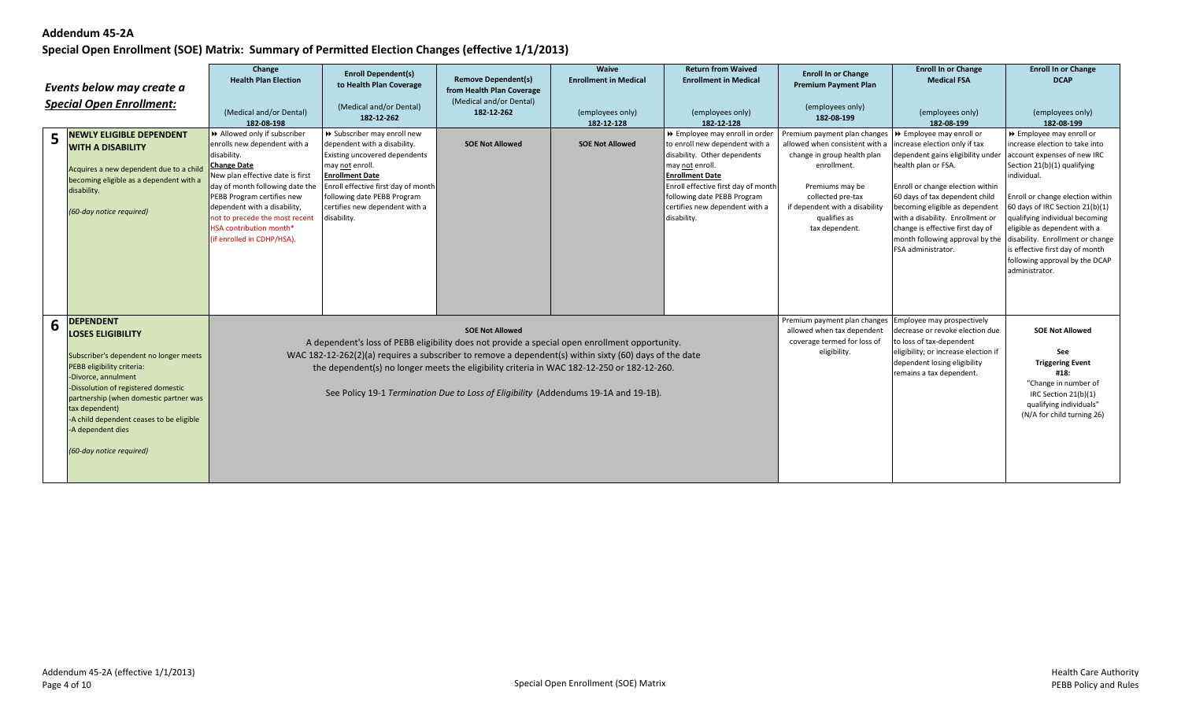**Addendum 45-2A**

**Special Open Enrollment (SOE) Matrix: Summary of Permitted Election Changes (effective 1/1/2013)**

| | *Events below may create a Special Open Enrollment:* | **Change Health Plan Election** (Medical and/or Dental) **182-08-198** | **Enroll Dependent(s) to Health Plan Coverage** (Medical and/or Dental) **182-12-262** | **Remove Dependent(s) from Health Plan Coverage** (Medical and/or Dental) **182-12-262** | **Waive Enrollment in Medical** (employees only) **182-12-128** | **Return from Waived Enrollment in Medical** (employees only) **182-12-128** | **Enroll In or Change Premium Payment Plan** (employees only) **182-08-199** | **Enroll In or Change Medical FSA** (employees only) **182-08-199** | **Enroll In or Change DCAP** (employees only) **182-08-199** |
|---|---|---|---|---|---|---|---|---|---|
| **5** | **NEWLY ELIGIBLE DEPENDENT WITH A DISABILITY**<br><br>Acquires a new dependent due to a child becoming eligible as a dependent with a disability.<br><br>*(60-day notice required)* | ⏩ Allowed only if subscriber enrolls new dependent with a disability.<br>**Change Date**<br>New plan effective date is first day of month following the date the PEBB Program certifies new dependent with a disability, not to precede the most recent HSA contribution month* (if enrolled in CDHP/HSA). | ⏩ Subscriber may enroll new dependent with a disability. Existing uncovered dependents may not enroll.<br>**Enrollment Date**<br>Enroll effective first day of month following date PEBB Program certifies new dependent with a disability. | **SOE Not Allowed** | **SOE Not Allowed** | ⏩ Employee may enroll in order to enroll new dependent with a disability. Other dependents may not enroll.<br>**Enrollment Date**<br>Enroll effective first day of month following date PEBB Program certifies new dependent with a disability. | Premium payment plan changes allowed when consistent with a change in group health plan enrollment.<br><br>Premiums may be collected pre-tax if dependent with a disability qualifies as tax dependent. | ⏩ Employee may enroll or increase election only if tax dependent gains eligibility under health plan or FSA.<br><br>Enroll or change election within 60 days of tax dependent child becoming eligible as dependent with a disability. Enrollment or change is effective first day of month following approval by the FSA administrator. | ⏩ Employee may enroll or increase election to take into account expenses of new IRC Section 21(b)(1) qualifying individual.<br><br>Enroll or change election within 60 days of IRC Section 21(b)(1) qualifying individual becoming eligible as dependent with a disability. Enrollment or change is effective first day of month following approval by the DCAP administrator. |
| **6** | **DEPENDENT LOSES ELIGIBILITY**<br><br>Subscriber's dependent no longer meets PEBB eligibility criteria:<br>-Divorce, annulment<br>-Dissolution of registered domestic partnership (when domestic partner was tax dependent)<br>-A child dependent ceases to be eligible<br>-A dependent dies<br><br>*(60-day notice required)* | **SOE Not Allowed**<br>A dependent's loss of PEBB eligibility does not provide a special open enrollment opportunity.<br>WAC 182-12-262(2)(a) requires a subscriber to remove a dependent(s) within sixty (60) days of the date the dependent(s) no longer meets the eligibility criteria in WAC 182-12-250 or 182-12-260.<br><br>See Policy 19-1 *Termination Due to Loss of Eligibility* (Addendums 19-1A and 19-1B). | | | | | Premium payment plan changes allowed when tax dependent coverage termed for loss of eligibility. | Employee may prospectively decrease or revoke election due to loss of tax-dependent eligibility; or increase election if dependent losing eligibility remains a tax dependent. | **SOE Not Allowed**<br><br>**See Triggering Event #18:**<br>"Change in number of IRC Section 21(b)(1) qualifying individuals"<br>(N/A for child turning 26) |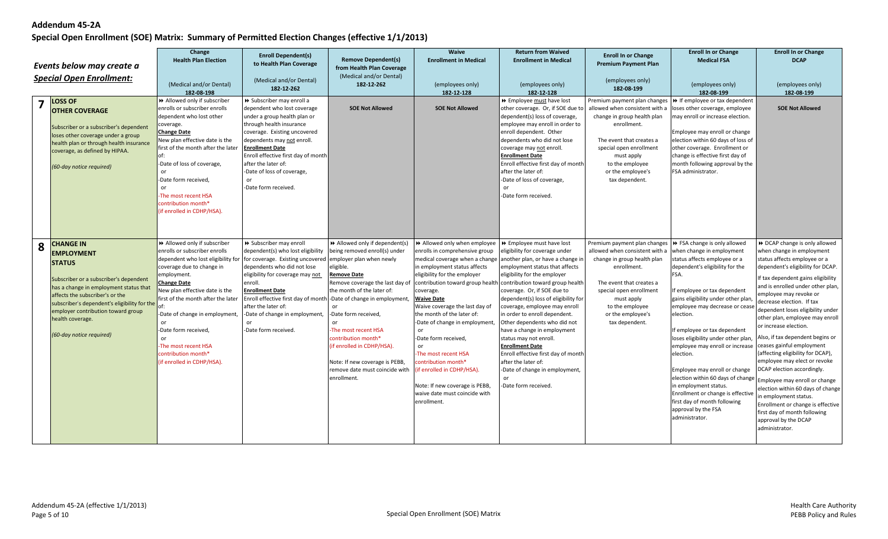## Addendum 45-2A

## Special Open Enrollment (SOE) Matrix: Summary of Permitted Election Changes (effective 1/1/2013)

| | *Events below may create a Special Open Enrollment:* | **Change Health Plan Election** (Medical and/or Dental) 182-08-198 | **Enroll Dependent(s) to Health Plan Coverage** (Medical and/or Dental) 182-12-262 | **Remove Dependent(s) from Health Plan Coverage** (Medical and/or Dental) 182-12-262 | **Waive Enrollment in Medical** (employees only) 182-12-128 | **Return from Waived Enrollment in Medical** (employees only) 182-12-128 | **Enroll In or Change Premium Payment Plan** (employees only) 182-08-199 | **Enroll In or Change Medical FSA** (employees only) 182-08-199 | **Enroll In or Change DCAP** (employees only) 182-08-199 |
|---|---|---|---|---|---|---|---|---|---|
| **7** | **LOSS OF OTHER COVERAGE**<br><br>Subscriber or a subscriber's dependent loses other coverage under a group health plan or through health insurance coverage, as defined by HIPAA.<br><br>*(60-day notice required)* | ▸▸ Allowed only if subscriber enrolls or subscriber enrolls dependent who lost other coverage.<br>**Change Date**<br>New plan effective date is the first of the month after the later of:<br>-Date of loss of coverage,<br>or<br>-Date form received,<br>or<br>-The most recent HSA contribution month*<br>(if enrolled in CDHP/HSA). | ▸▸ Subscriber may enroll a dependent who lost coverage under a group health plan or through health insurance coverage. Existing uncovered dependents who did not lose coverage may not enroll.<br>**Enrollment Date**<br>Enroll effective first day of month after the later of:<br>-Date of loss of coverage,<br>or<br>-Date form received. | **SOE Not Allowed** | **SOE Not Allowed** | ▸▸ Employee must have lost other coverage. Or, if SOE due to dependent(s) loss of coverage, employee may enroll in order to enroll dependent. Other dependents who did not lose coverage may not enroll.<br>**Enrollment Date**<br>Enroll effective first day of month after the later of:<br>-Date of loss of coverage,<br>or<br>-Date form received. | Premium payment plan changes allowed when consistent with a change in group health plan enrollment.<br><br>The event that creates a special open enrollment must apply to the employee or the employee's tax dependent. | ▸▸ If employee or tax dependent loses other coverage, employee may enroll or increase election.<br><br>Employee may enroll or change election within 60 days of loss of other coverage. Enrollment or change is effective first day of month following approval by the FSA administrator. | **SOE Not Allowed** |
| **8** | **CHANGE IN EMPLOYMENT STATUS**<br><br>Subscriber or a subscriber's dependent has a change in employment status that affects the subscriber's or the subscriber's dependent's eligibility for the employer contribution toward group health coverage.<br><br>*(60-day notice required)* | ▸▸ Allowed only if subscriber enrolls or subscriber enrolls dependent who lost eligibility for coverage due to change in employment.<br>**Change Date**<br>New plan effective date is the first of the month after the later of:<br>-Date of change in employment,<br>or<br>-Date form received,<br>or<br>-The most recent HSA contribution month*<br>(if enrolled in CDHP/HSA). | ▸▸ Subscriber may enroll dependent(s) who lost eligibility for coverage. Existing uncovered dependents who did not lose eligibility for coverage may not enroll.<br>**Enrollment Date**<br>Enroll effective first day of month after the later of:<br>-Date of change in employment,<br>or<br>-Date form received. | ▸▸ Allowed only if dependent(s) being removed enroll(s) under employer plan when newly eligible.<br>**Remove Date**<br>Remove coverage the last day of the month of the later of:<br>-Date of change in employment,<br>or<br>-Date form received,<br>or<br>-The most recent HSA contribution month*<br>(if enrolled in CDHP/HSA).<br><br>Note: If new coverage is PEBB, remove date must coincide with enrollment. | ▸▸ Allowed only when employee enrolls in comprehensive group medical coverage when a change in employment status affects eligibility for the employer contribution toward group health coverage.<br>**Waive Date**<br>Waive coverage the last day of the month of the later of:<br>-Date of change in employment,<br>or<br>-Date form received,<br>or<br>-The most recent HSA contribution month*<br>(if enrolled in CDHP/HSA).<br><br>Note: If new coverage is PEBB, waive date must coincide with enrollment. | ▸▸ Employee must have lost eligibility for coverage under another plan, or have a change in employment status that affects eligibility for the employer contribution toward group health coverage. Or, if SOE due to dependent(s) loss of eligibility for coverage, employee may enroll in order to enroll dependent. Other dependents who did not have a change in employment status may not enroll.<br>**Enrollment Date**<br>Enroll effective first day of month after the later of:<br>-Date of change in employment,<br>or<br>-Date form received. | Premium payment plan changes allowed when consistent with a change in group health plan enrollment.<br><br>The event that creates a special open enrollment must apply to the employee or the employee's tax dependent. | ▸▸ FSA change is only allowed when change in employment status affects employee or a dependent's eligibility for the FSA.<br><br>If employee or tax dependent gains eligibility under other plan, employee may decrease or cease election.<br><br>If employee or tax dependent loses eligibility under other plan, employee may enroll or increase election.<br><br>Employee may enroll or change election within 60 days of change in employment status. Enrollment or change is effective first day of month following approval by the FSA administrator. | ▸▸ DCAP change is only allowed when change in employment status affects employee or a dependent's eligibility for DCAP.<br><br>If tax dependent gains eligibility and is enrolled under other plan, employee may revoke or decrease election. If tax dependent loses eligibility under other plan, employee may enroll or increase election.<br><br>Also, if tax dependent begins or ceases gainful employment (affecting eligibility for DCAP), employee may elect or revoke DCAP election accordingly.<br><br>Employee may enroll or change election within 60 days of change in employment status. Enrollment or change is effective first day of month following approval by the DCAP administrator. |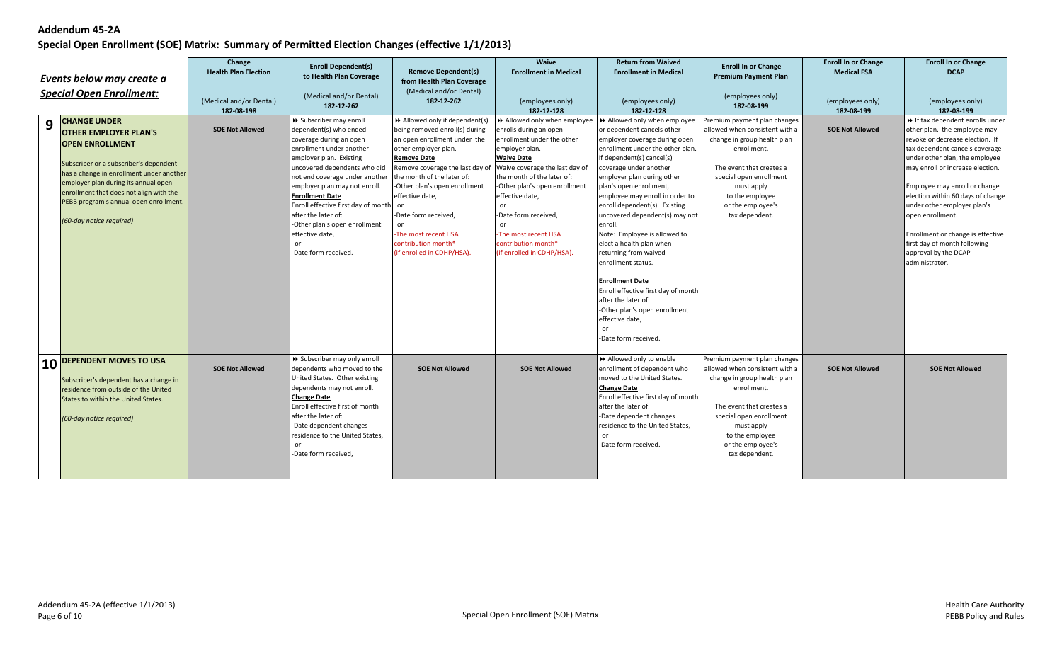# Addendum 45-2A

## Special Open Enrollment (SOE) Matrix: Summary of Permitted Election Changes (effective 1/1/2013)

| | *Events below may create a Special Open Enrollment:* | Change Health Plan Election (Medical and/or Dental) 182-08-198 | Enroll Dependent(s) to Health Plan Coverage (Medical and/or Dental) 182-12-262 | Remove Dependent(s) from Health Plan Coverage (Medical and/or Dental) 182-12-262 | Waive Enrollment in Medical (employees only) 182-12-128 | Return from Waived Enrollment in Medical (employees only) 182-12-128 | Enroll In or Change Premium Payment Plan (employees only) 182-08-199 | Enroll In or Change Medical FSA (employees only) 182-08-199 | Enroll In or Change DCAP (employees only) 182-08-199 |
|---|---|---|---|---|---|---|---|---|---|
| 9 | **CHANGE UNDER OTHER EMPLOYER PLAN'S OPEN ENROLLMENT**<br><br>Subscriber or a subscriber's dependent has a change in enrollment under another employer plan during its annual open enrollment that does not align with the PEBB program's annual open enrollment.<br><br>*(60-day notice required)* | **SOE Not Allowed** | ⏩ Subscriber may enroll dependent(s) who ended coverage during an open enrollment under another employer plan. Existing uncovered dependents who did not end coverage under another employer plan may not enroll.<br>**Enrollment Date**<br>Enroll effective first day of month after the later of:<br>-Other plan's open enrollment effective date,<br>or<br>-Date form received. | ⏩ Allowed only if dependent(s) being removed enroll(s) during an open enrollment under the other employer plan.<br>**Remove Date**<br>Remove coverage the last day of the month of the later of:<br>-Other plan's open enrollment effective date,<br>or<br>-Date form received,<br>or<br>-The most recent HSA contribution month*<br>(if enrolled in CDHP/HSA). | ⏩ Allowed only when employee enrolls during an open enrollment under the other employer plan.<br>**Waive Date**<br>Waive coverage the last day of the month of the later of:<br>-Other plan's open enrollment effective date,<br>or<br>-Date form received,<br>or<br>-The most recent HSA contribution month*<br>(if enrolled in CDHP/HSA). | ⏩ Allowed only when employee or dependent cancels other employer coverage during open enrollment under the other plan. If dependent(s) cancel(s) coverage under another employer plan during other plan's open enrollment, employee may enroll in order to enroll dependent(s). Existing uncovered dependent(s) may not enroll.<br>Note: Employee is allowed to elect a health plan when returning from waived enrollment status.<br><br>**Enrollment Date**<br>Enroll effective first day of month after the later of:<br>-Other plan's open enrollment effective date,<br>or<br>-Date form received. | Premium payment plan changes allowed when consistent with a change in group health plan enrollment.<br><br>The event that creates a special open enrollment must apply to the employee or the employee's tax dependent. | **SOE Not Allowed** | ⏩ If tax dependent enrolls under other plan, the employee may revoke or decrease election. If tax dependent cancels coverage under other plan, the employee may enroll or increase election.<br><br>Employee may enroll or change election within 60 days of change under other employer plan's open enrollment.<br><br>Enrollment or change is effective first day of month following approval by the DCAP administrator. |
| 10 | **DEPENDENT MOVES TO USA**<br><br>Subscriber's dependent has a change in residence from outside of the United States to within the United States.<br><br>*(60-day notice required)* | **SOE Not Allowed** | ⏩ Subscriber may only enroll dependents who moved to the United States. Other existing dependents may not enroll.<br>**Change Date**<br>Enroll effective first of month after the later of:<br>-Date dependent changes residence to the United States,<br>or<br>-Date form received, | **SOE Not Allowed** | **SOE Not Allowed** | ⏩ Allowed only to enable enrollment of dependent who moved to the United States.<br>**Change Date**<br>Enroll effective first day of month after the later of:<br>-Date dependent changes residence to the United States,<br>or<br>-Date form received. | Premium payment plan changes allowed when consistent with a change in group health plan enrollment.<br><br>The event that creates a special open enrollment must apply to the employee or the employee's tax dependent. | **SOE Not Allowed** | **SOE Not Allowed** |

Addendum 45-2A (effective 1/1/2013)

Special Open Enrollment (SOE) Matrix

Health Care Authority
PEBB Policy and Rules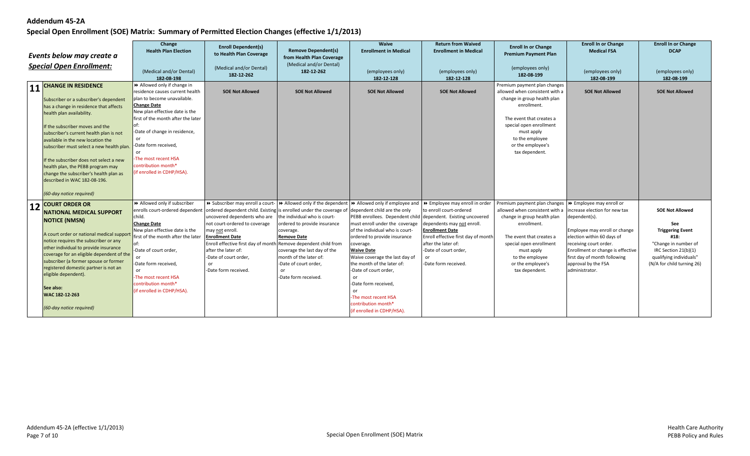# Addendum 45-2A

## Special Open Enrollment (SOE) Matrix: Summary of Permitted Election Changes (effective 1/1/2013)

| *Events below may create a Special Open Enrollment:* | Change Health Plan Election (Medical and/or Dental) 182-08-198 | Enroll Dependent(s) to Health Plan Coverage (Medical and/or Dental) 182-12-262 | Remove Dependent(s) from Health Plan Coverage (Medical and/or Dental) 182-12-262 | Waive Enrollment in Medical (employees only) 182-12-128 | Return from Waived Enrollment in Medical (employees only) 182-12-128 | Enroll In or Change Premium Payment Plan (employees only) 182-08-199 | Enroll In or Change Medical FSA (employees only) 182-08-199 | Enroll In or Change DCAP (employees only) 182-08-199 |
|---|---|---|---|---|---|---|---|---|
| **11 CHANGE IN RESIDENCE**<br><br>Subscriber or a subscriber's dependent has a change in residence that affects health plan availability.<br><br>If the subscriber moves and the subscriber's current health plan is not available in the new location the subscriber must select a new health plan.<br><br>If the subscriber does not select a new health plan, the PEBB program may change the subscriber's health plan as described in WAC 182-08-196.<br><br>*(60-day notice required)* | ➔ Allowed only if change in residence causes current health plan to become unavailable.<br>**Change Date**<br>New plan effective date is the first of the month after the later of:<br>-Date of change in residence,<br>or<br>-Date form received,<br>or<br>-The most recent HSA contribution month*<br>(if enrolled in CDHP/HSA). | **SOE Not Allowed** | **SOE Not Allowed** | **SOE Not Allowed** | **SOE Not Allowed** | Premium payment plan changes allowed when consistent with a change in group health plan enrollment.<br><br>The event that creates a special open enrollment must apply to the employee or the employee's tax dependent. | **SOE Not Allowed** | **SOE Not Allowed** |
| **12 COURT ORDER OR NATIONAL MEDICAL SUPPORT NOTICE (NMSN)**<br><br>A court order or national medical support notice requires the subscriber or any other individual to provide insurance coverage for an eligible dependent of the subscriber (a former spouse or former registered domestic partner is not an eligible dependent).<br><br>**See also: WAC 182-12-263**<br><br>*(60-day notice required)* | ➔ Allowed only if subscriber enrolls court-ordered dependent child.<br>**Change Date**<br>New plan effective date is the first of the month after the later of:<br>-Date of court order,<br>or<br>-Date form received,<br>or<br>-The most recent HSA contribution month*<br>(if enrolled in CDHP/HSA). | ➔ Subscriber may enroll a court-ordered dependent child. Existing uncovered dependents who are not court-ordered to coverage may not enroll.<br>**Enrollment Date**<br>Enroll effective first day of month after the later of:<br>-Date of court order,<br>or<br>-Date form received. | ➔ Allowed only if the dependent is enrolled under the coverage of the individual who is court-ordered to provide insurance coverage.<br>**Remove Date**<br>Remove dependent child from coverage the last day of the month of the later of:<br>-Date of court order,<br>or<br>-Date form received. | ➔ Allowed only if employee and dependent child are the only PEBB enrollees. Dependent child must enroll under the coverage of the individual who is court-ordered to provide insurance coverage.<br>**Waive Date**<br>Waive coverage the last day of the month of the later of:<br>-Date of court order,<br>or<br>-Date form received,<br>or<br>-The most recent HSA contribution month*<br>(if enrolled in CDHP/HSA). | ➔ Employee may enroll in order to enroll court-ordered dependent. Existing uncovered dependents may not enroll.<br>**Enrollment Date**<br>Enroll effective first day of month after the later of:<br>-Date of court order,<br>or<br>-Date form received. | Premium payment plan changes allowed when consistent with a change in group health plan enrollment.<br><br>The event that creates a special open enrollment must apply to the employee or the employee's tax dependent. | ➔ Employee may enroll or increase election for new tax dependent(s).<br><br>Employee may enroll or change election within 60 days of receiving court order. Enrollment or change is effective first day of month following approval by the FSA administrator. | **SOE Not Allowed**<br><br>**See Triggering Event #18:** "Change in number of IRC Section 21(b)(1) qualifying individuals" (N/A for child turning 26) |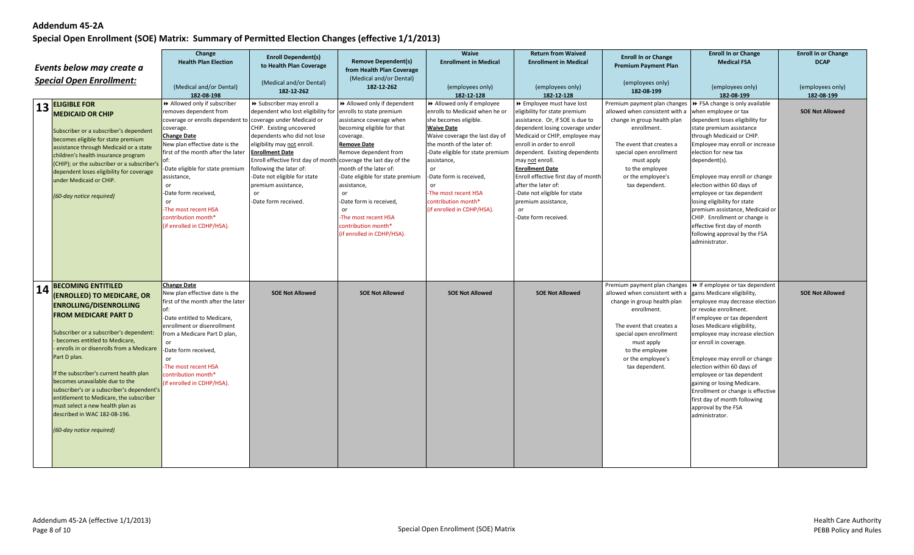## Addendum 45-2A

## Special Open Enrollment (SOE) Matrix: Summary of Permitted Election Changes (effective 1/1/2013)

| *Events below may create a* ***Special Open Enrollment:*** | **Change Health Plan Election** (Medical and/or Dental) 182-08-198 | **Enroll Dependent(s) to Health Plan Coverage** (Medical and/or Dental) 182-12-262 | **Remove Dependent(s) from Health Plan Coverage** (Medical and/or Dental) 182-12-262 | **Waive Enrollment in Medical** (employees only) 182-12-128 | **Return from Waived Enrollment in Medical** (employees only) 182-12-128 | **Enroll In or Change Premium Payment Plan** (employees only) 182-08-199 | **Enroll In or Change Medical FSA** (employees only) 182-08-199 | **Enroll In or Change DCAP** (employees only) 182-08-199 |
|---|---|---|---|---|---|---|---|---|
| **13 ELIGIBLE FOR MEDICAID OR CHIP**<br><br>Subscriber or a subscriber's dependent becomes eligible for state premium assistance through Medicaid or a state children's health insurance program (CHIP); or the subscriber or a subscriber's dependent loses eligibility for coverage under Medicaid or CHIP.<br><br>*(60-day notice required)* | ▸▸ Allowed only if subscriber removes dependent from coverage or enrolls dependent to coverage.<br>**Change Date**<br>New plan effective date is the first of the month after the later of:<br>-Date eligible for state premium assistance,<br>or<br>-Date form received,<br>or<br>-The most recent HSA contribution month* (if enrolled in CDHP/HSA). | ▸▸ Subscriber may enroll a dependent who lost eligibility for coverage under Medicaid or CHIP. Existing uncovered dependents who did not lose eligibility may not enroll.<br>**Enrollment Date**<br>Enroll effective first day of month following the later of:<br>-Date not eligible for state premium assistance,<br>or<br>-Date form received. | ▸▸ Allowed only if dependent enrolls to state premium assistance coverage when becoming eligible for that coverage.<br>**Remove Date**<br>Remove dependent from coverage the last day of the month of the later of:<br>-Date eligible for state premium assistance,<br>or<br>-Date form is received,<br>or<br>-The most recent HSA contribution month* (if enrolled in CDHP/HSA). | ▸▸ Allowed only if employee enrolls to Medicaid when he or she becomes eligible.<br>**Waive Date**<br>Waive coverage the last day of the month of the later of:<br>-Date eligible for state premium assistance,<br>or<br>-Date form is received,<br>or<br>-The most recent HSA contribution month* (if enrolled in CDHP/HSA). | ▸▸ Employee must have lost eligibility for state premium assistance. Or, if SOE is due to dependent losing coverage under Medicaid or CHIP, employee may enroll in order to enroll dependent. Existing dependents may not enroll.<br>**Enrollment Date**<br>Enroll effective first day of month after the later of:<br>-Date not eligible for state premium assistance,<br>or<br>-Date form received. | Premium payment plan changes allowed when consistent with a change in group health plan enrollment.<br><br>The event that creates a special open enrollment must apply to the employee or the employee's tax dependent. | ▸▸ FSA change is only available when employee or tax dependent loses eligibility for state premium assistance through Medicaid or CHIP. Employee may enroll or increase election for new tax dependent(s).<br><br>Employee may enroll or change election within 60 days of employee or tax dependent losing eligibility for state premium assistance, Medicaid or CHIP. Enrollment or change is effective first day of month following approval by the FSA administrator. | **SOE Not Allowed** |
| **14 BECOMING ENTITLED (ENROLLED) TO MEDICARE, OR ENROLLING/DISENROLLING FROM MEDICARE PART D**<br><br>Subscriber or a subscriber's dependent:<br>- becomes entitled to Medicare,<br>- enrolls in or disenrolls from a Medicare Part D plan.<br><br>If the subscriber's current health plan becomes unavailable due to the subscriber's or a subscriber's dependent's entitlement to Medicare, the subscriber must select a new health plan as described in WAC 182-08-196.<br><br>*(60-day notice required)* | **Change Date**<br>New plan effective date is the first of the month after the later of:<br>-Date entitled to Medicare, enrollment or disenrollment from a Medicare Part D plan,<br>or<br>-Date form received,<br>or<br>-The most recent HSA contribution month* (if enrolled in CDHP/HSA). | **SOE Not Allowed** | **SOE Not Allowed** | **SOE Not Allowed** | **SOE Not Allowed** | Premium payment plan changes allowed when consistent with a change in group health plan enrollment.<br><br>The event that creates a special open enrollment must apply to the employee or the employee's tax dependent. | ▸▸ If employee or tax dependent gains Medicare eligibility, employee may decrease election or revoke enrollment.<br>If employee or tax dependent loses Medicare eligibility, employee may increase election or enroll in coverage.<br><br>Employee may enroll or change election within 60 days of employee or tax dependent gaining or losing Medicare. Enrollment or change is effective first day of month following approval by the FSA administrator. | **SOE Not Allowed** |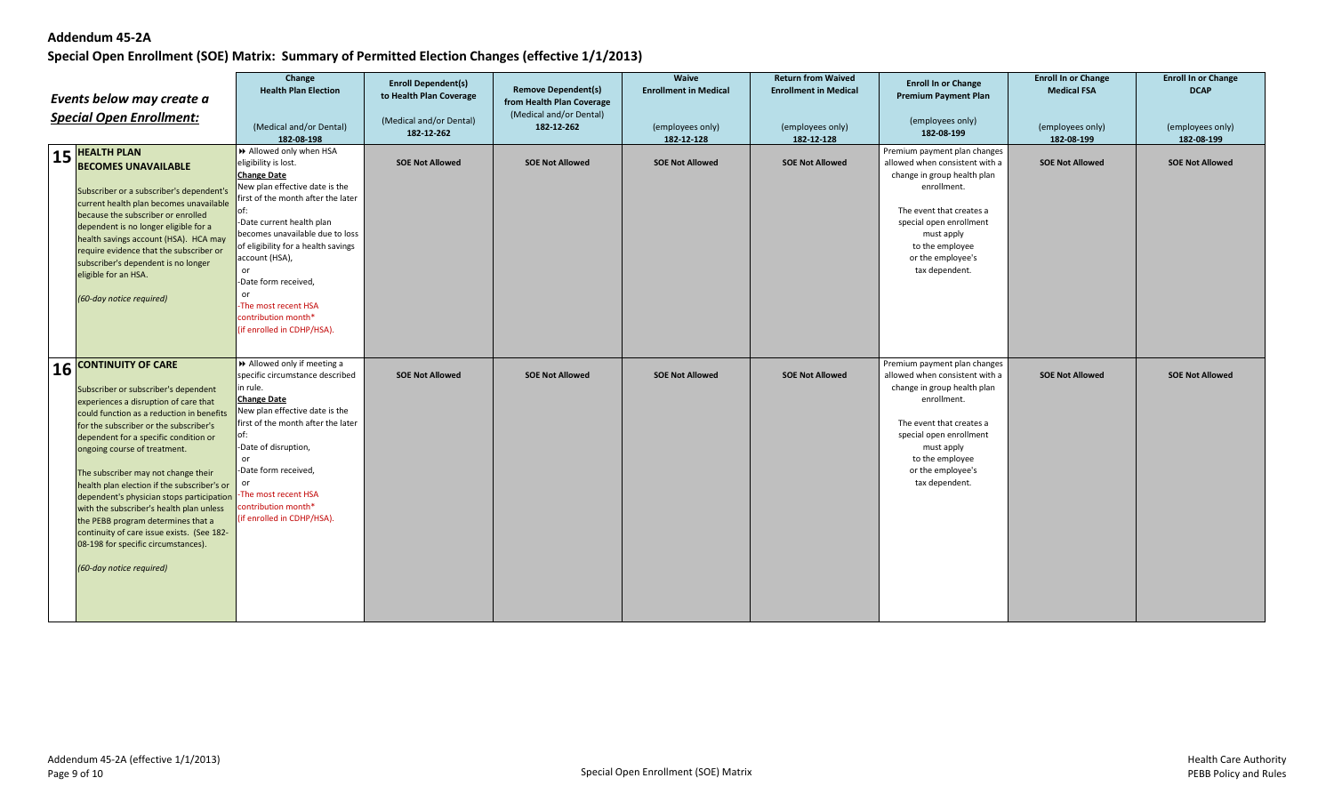**Addendum 45-2A**

**Special Open Enrollment (SOE) Matrix: Summary of Permitted Election Changes (effective 1/1/2013)**

| *Events below may create a* ***Special Open Enrollment:*** | **Change Health Plan Election** (Medical and/or Dental) **182-08-198** | **Enroll Dependent(s) to Health Plan Coverage** (Medical and/or Dental) **182-12-262** | **Remove Dependent(s) from Health Plan Coverage** (Medical and/or Dental) **182-12-262** | **Waive Enrollment in Medical** (employees only) **182-12-128** | **Return from Waived Enrollment in Medical** (employees only) **182-12-128** | **Enroll In or Change Premium Payment Plan** (employees only) **182-08-199** | **Enroll In or Change Medical FSA** (employees only) **182-08-199** | **Enroll In or Change DCAP** (employees only) **182-08-199** |
|---|---|---|---|---|---|---|---|---|
| **15 HEALTH PLAN BECOMES UNAVAILABLE**<br><br>Subscriber or a subscriber's dependent's current health plan becomes unavailable because the subscriber or enrolled dependent is no longer eligible for a health savings account (HSA). HCA may require evidence that the subscriber or subscriber's dependent is no longer eligible for an HSA.<br><br>*(60-day notice required)* | ➔ Allowed only when HSA eligibility is lost.<br>**Change Date**<br>New plan effective date is the first of the month after the later of:<br>-Date current health plan becomes unavailable due to loss of eligibility for a health savings account (HSA),<br>or<br>-Date form received,<br>or<br>-The most recent HSA contribution month* (if enrolled in CDHP/HSA). | **SOE Not Allowed** | **SOE Not Allowed** | **SOE Not Allowed** | **SOE Not Allowed** | Premium payment plan changes allowed when consistent with a change in group health plan enrollment.<br><br>The event that creates a special open enrollment must apply to the employee or the employee's tax dependent. | **SOE Not Allowed** | **SOE Not Allowed** |
| **16 CONTINUITY OF CARE**<br><br>Subscriber or subscriber's dependent experiences a disruption of care that could function as a reduction in benefits for the subscriber or the subscriber's dependent for a specific condition or ongoing course of treatment.<br><br>The subscriber may not change their health plan election if the subscriber's or dependent's physician stops participation with the subscriber's health plan unless the PEBB program determines that a continuity of care issue exists. (See 182-08-198 for specific circumstances).<br><br>*(60-day notice required)* | ➔ Allowed only if meeting a specific circumstance described in rule.<br>**Change Date**<br>New plan effective date is the first of the month after the later of:<br>-Date of disruption,<br>or<br>-Date form received,<br>or<br>-The most recent HSA contribution month* (if enrolled in CDHP/HSA). | **SOE Not Allowed** | **SOE Not Allowed** | **SOE Not Allowed** | **SOE Not Allowed** | Premium payment plan changes allowed when consistent with a change in group health plan enrollment.<br><br>The event that creates a special open enrollment must apply to the employee or the employee's tax dependent. | **SOE Not Allowed** | **SOE Not Allowed** |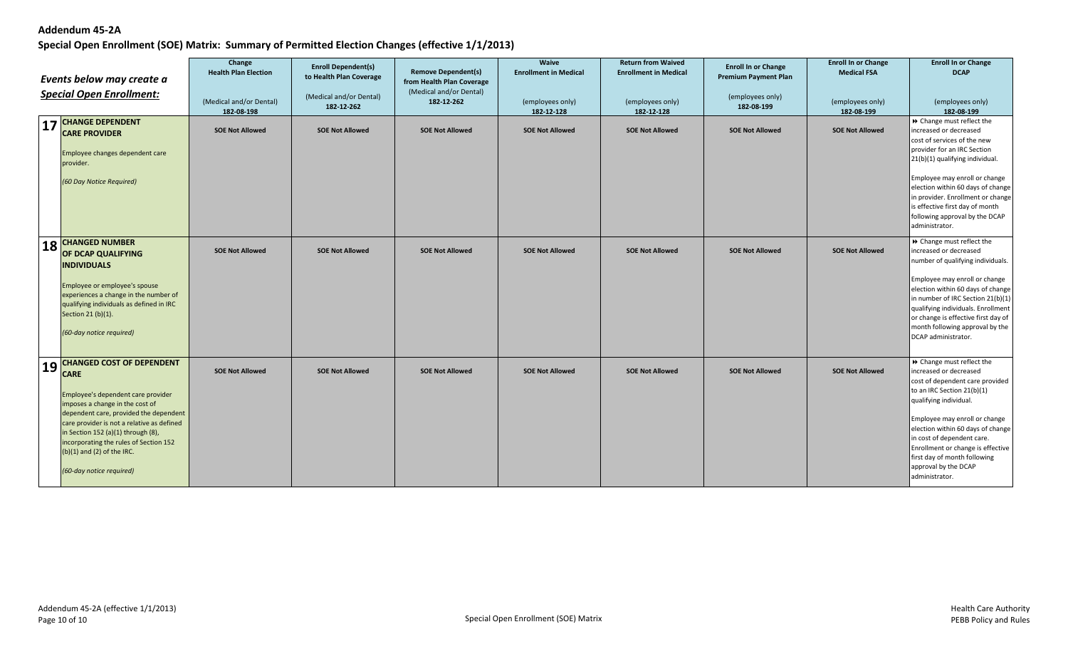# Addendum 45-2A

## Special Open Enrollment (SOE) Matrix: Summary of Permitted Election Changes (effective 1/1/2013)

| | *Events below may create a Special Open Enrollment:* | **Change Health Plan Election** (Medical and/or Dental) **182-08-198** | **Enroll Dependent(s) to Health Plan Coverage** (Medical and/or Dental) **182-12-262** | **Remove Dependent(s) from Health Plan Coverage** (Medical and/or Dental) **182-12-262** | **Waive Enrollment in Medical** (employees only) **182-12-128** | **Return from Waived Enrollment in Medical** (employees only) **182-12-128** | **Enroll In or Change Premium Payment Plan** (employees only) **182-08-199** | **Enroll In or Change Medical FSA** (employees only) **182-08-199** | **Enroll In or Change DCAP** (employees only) **182-08-199** |
|---|---|---|---|---|---|---|---|---|---|
| **17** | **CHANGE DEPENDENT CARE PROVIDER**<br><br>Employee changes dependent care provider.<br><br>*(60 Day Notice Required)* | **SOE Not Allowed** | **SOE Not Allowed** | **SOE Not Allowed** | **SOE Not Allowed** | **SOE Not Allowed** | **SOE Not Allowed** | **SOE Not Allowed** | ➢ Change must reflect the increased or decreased cost of services of the new provider for an IRC Section 21(b)(1) qualifying individual.<br><br>Employee may enroll or change election within 60 days of change in provider. Enrollment or change is effective first day of month following approval by the DCAP administrator. |
| **18** | **CHANGED NUMBER OF DCAP QUALIFYING INDIVIDUALS**<br><br>Employee or employee's spouse experiences a change in the number of qualifying individuals as defined in IRC Section 21 (b)(1).<br><br>*(60-day notice required)* | **SOE Not Allowed** | **SOE Not Allowed** | **SOE Not Allowed** | **SOE Not Allowed** | **SOE Not Allowed** | **SOE Not Allowed** | **SOE Not Allowed** | ➢ Change must reflect the increased or decreased number of qualifying individuals.<br><br>Employee may enroll or change election within 60 days of change in number of IRC Section 21(b)(1) qualifying individuals. Enrollment or change is effective first day of month following approval by the DCAP administrator. |
| **19** | **CHANGED COST OF DEPENDENT CARE**<br><br>Employee's dependent care provider imposes a change in the cost of dependent care, provided the dependent care provider is not a relative as defined in Section 152 (a)(1) through (8), incorporating the rules of Section 152 (b)(1) and (2) of the IRC.<br><br>*(60-day notice required)* | **SOE Not Allowed** | **SOE Not Allowed** | **SOE Not Allowed** | **SOE Not Allowed** | **SOE Not Allowed** | **SOE Not Allowed** | **SOE Not Allowed** | ➢ Change must reflect the increased or decreased cost of dependent care provided to an IRC Section 21(b)(1) qualifying individual.<br><br>Employee may enroll or change election within 60 days of change in cost of dependent care. Enrollment or change is effective first day of month following approval by the DCAP administrator. |